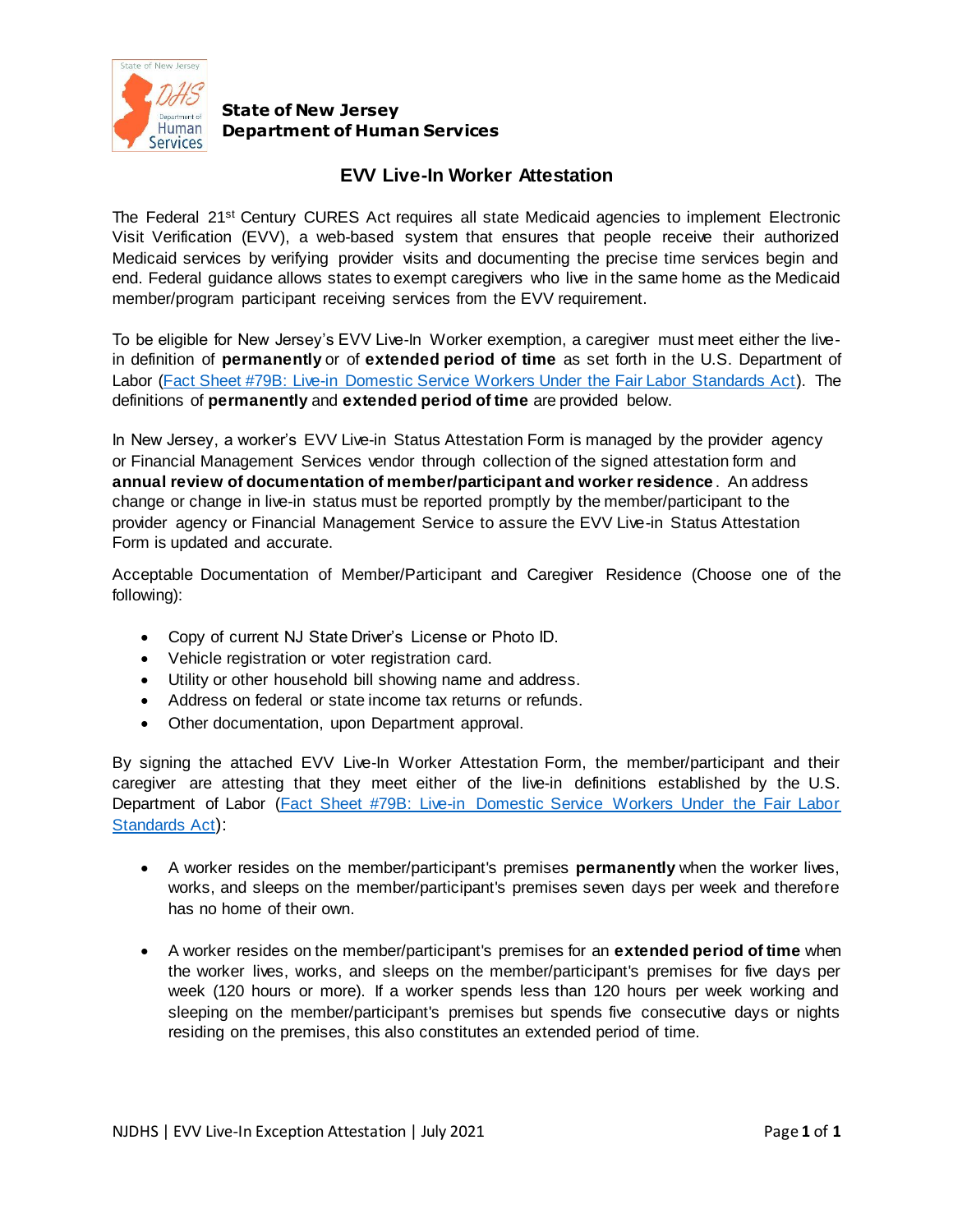**State of New Jersey**
**Department of Human Services**

## EVV Live-In Worker Attestation

The Federal 21st Century CURES Act requires all state Medicaid agencies to implement Electronic Visit Verification (EVV), a web-based system that ensures that people receive their authorized Medicaid services by verifying provider visits and documenting the precise time services begin and end. Federal guidance allows states to exempt caregivers who live in the same home as the Medicaid member/program participant receiving services from the EVV requirement.

To be eligible for New Jersey's EVV Live-In Worker exemption, a caregiver must meet either the live-in definition of **permanently** or of **extended period of time** as set forth in the U.S. Department of Labor ([Fact Sheet #79B: Live-in Domestic Service Workers Under the Fair Labor Standards Act](#)). The definitions of **permanently** and **extended period of time** are provided below.

In New Jersey, a worker's EVV Live-in Status Attestation Form is managed by the provider agency or Financial Management Services vendor through collection of the signed attestation form and **annual review of documentation of member/participant and worker residence**. An address change or change in live-in status must be reported promptly by the member/participant to the provider agency or Financial Management Service to assure the EVV Live-in Status Attestation Form is updated and accurate.

Acceptable Documentation of Member/Participant and Caregiver Residence (Choose one of the following):

- Copy of current NJ State Driver's License or Photo ID.
- Vehicle registration or voter registration card.
- Utility or other household bill showing name and address.
- Address on federal or state income tax returns or refunds.
- Other documentation, upon Department approval.

By signing the attached EVV Live-In Worker Attestation Form, the member/participant and their caregiver are attesting that they meet either of the live-in definitions established by the U.S. Department of Labor ([Fact Sheet #79B: Live-in Domestic Service Workers Under the Fair Labor Standards Act](#)):

- A worker resides on the member/participant's premises **permanently** when the worker lives, works, and sleeps on the member/participant's premises seven days per week and therefore has no home of their own.
- A worker resides on the member/participant's premises for an **extended period of time** when the worker lives, works, and sleeps on the member/participant's premises for five days per week (120 hours or more). If a worker spends less than 120 hours per week working and sleeping on the member/participant's premises but spends five consecutive days or nights residing on the premises, this also constitutes an extended period of time.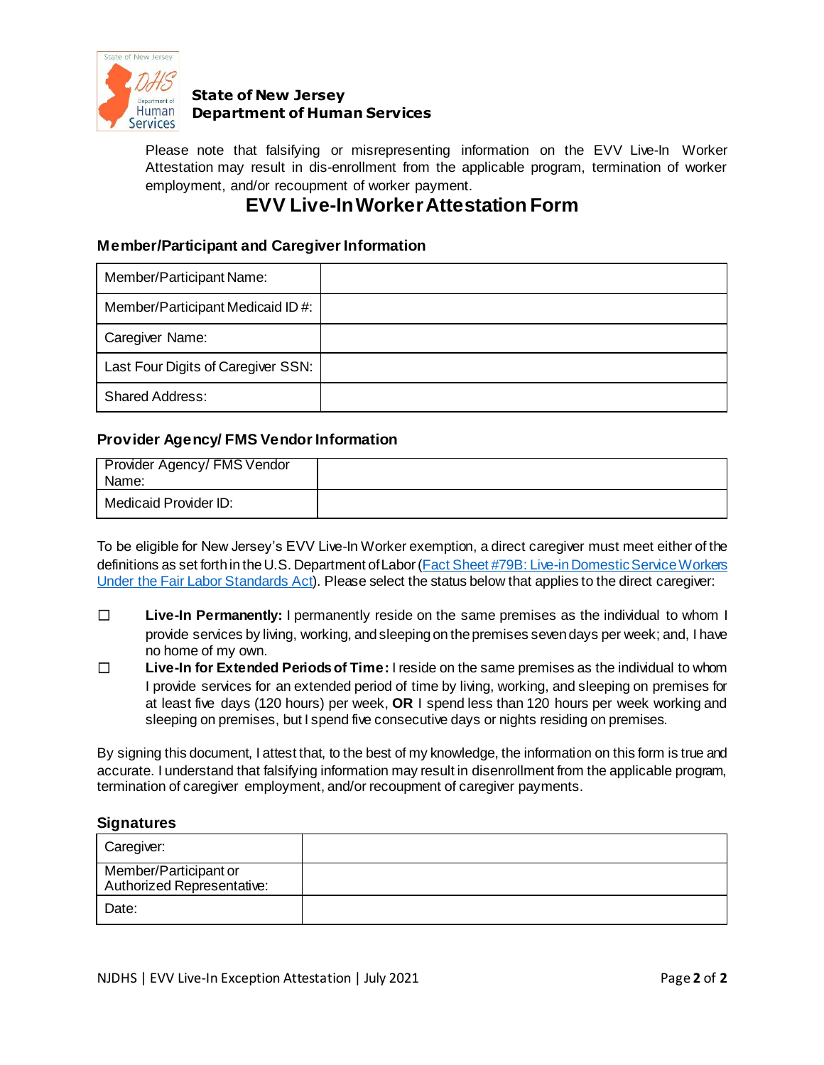**State of New Jersey**
**Department of Human Services**

Please note that falsifying or misrepresenting information on the EVV Live-In Worker Attestation may result in dis-enrollment from the applicable program, termination of worker employment, and/or recoupment of worker payment.

# EVV Live-In Worker Attestation Form

### Member/Participant and Caregiver Information

| | |
|---|---|
| Member/Participant Name: | |
| Member/Participant Medicaid ID #: | |
| Caregiver Name: | |
| Last Four Digits of Caregiver SSN: | |
| Shared Address: | |

### Provider Agency/ FMS Vendor Information

| | |
|---|---|
| Provider Agency/ FMS Vendor Name: | |
| Medicaid Provider ID: | |

To be eligible for New Jersey's EVV Live-In Worker exemption, a direct caregiver must meet either of the definitions as set forth in the U.S. Department of Labor (Fact Sheet #79B: Live-in Domestic Service Workers Under the Fair Labor Standards Act). Please select the status below that applies to the direct caregiver:

☐ **Live-In Permanently:** I permanently reside on the same premises as the individual to whom I provide services by living, working, and sleeping on the premises seven days per week; and, I have no home of my own.

☐ **Live-In for Extended Periods of Time:** I reside on the same premises as the individual to whom I provide services for an extended period of time by living, working, and sleeping on premises for at least five days (120 hours) per week, **OR** I spend less than 120 hours per week working and sleeping on premises, but I spend five consecutive days or nights residing on premises.

By signing this document, I attest that, to the best of my knowledge, the information on this form is true and accurate. I understand that falsifying information may result in disenrollment from the applicable program, termination of caregiver employment, and/or recoupment of caregiver payments.

### Signatures

| | |
|---|---|
| Caregiver: | |
| Member/Participant or Authorized Representative: | |
| Date: | |